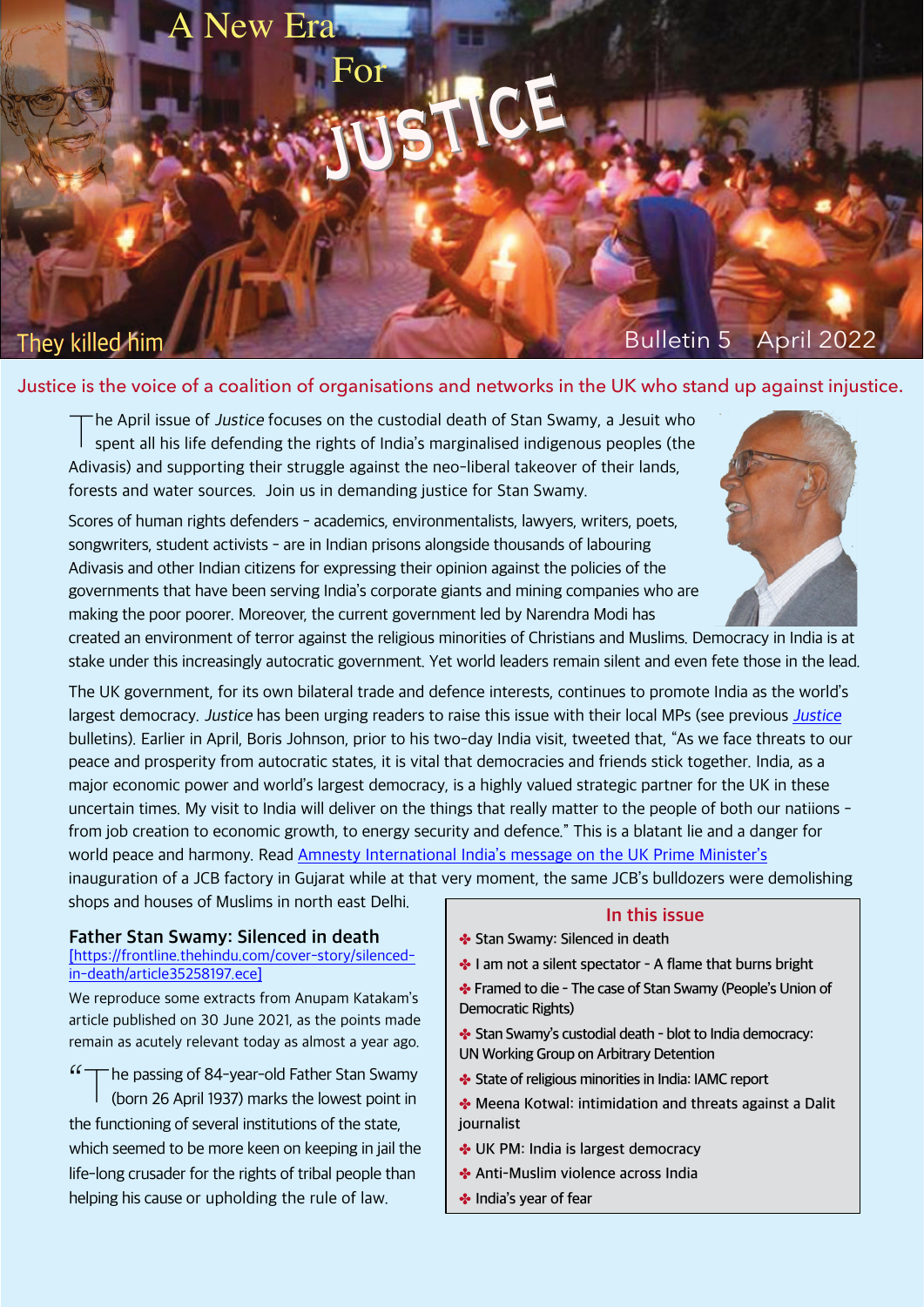# A New Era For JUSTICE

They killed him

Bulletin 5 April 2022

Justice is the voice of a coalition of organisations and networks in the UK who stand up against injustice.

The April issue of *Justice* focuses on the custodial death of Stan Swamy, a Jesuit who spent all his life defending the rights of India's marginalised indigenous peoples (the Adivasis) and supporting their struggle against the neo-liberal takeover of their lands, forests and water sources. Join us in demanding justice for Stan Swamy.

Scores of human rights defenders – academics, environmentalists, lawyers, writers, poets, songwriters, student activists – are in Indian prisons alongside thousands of labouring Adivasis and other Indian citizens for expressing their opinion against the policies of the governments that have been serving India's corporate giants and mining companies who are making the poor poorer. Moreover, the current government led by Narendra Modi has created an environment of terror against the religious minorities of Christians and Muslims. Democracy in India is at stake under this increasingly autocratic government. Yet world leaders remain silent and even fete those in the lead.

The UK government, for its own bilateral trade and defence interests, continues to promote India as the world's largest democracy. *Justice* has been urging readers to raise this issue with their local MPs (see previous *Justice* bulletins). Earlier in April, Boris Johnson, prior to his two-day India visit, tweeted that, "As we face threats to our peace and prosperity from autocratic states, it is vital that democracies and friends stick together. India, as a major economic power and world's largest democracy, is a highly valued strategic partner for the UK in these uncertain times. My visit to India will deliver on the things that really matter to the people of both our natiions – from job creation to economic growth, to energy security and defence." This is a blatant lie and a danger for world peace and harmony. Read Amnesty International India's message on the UK Prime Minister's inauguration of a JCB factory in Gujarat while at that very moment, the same JCB's bulldozers were demolishing shops and houses of Muslims in north east Delhi.

## Father Stan Swamy: Silenced in death

[https://frontline.thehindu.com/cover-story/silenced-in-death/article35258197.ece]

We reproduce some extracts from Anupam Katakam's article published on 30 June 2021, as the points made remain as acutely relevant today as almost a year ago.

"The passing of 84-year-old Father Stan Swamy (born 26 April 1937) marks the lowest point in the functioning of several institutions of the state, which seemed to be more keen on keeping in jail the life-long crusader for the rights of tribal people than helping his cause or upholding the rule of law.

### In this issue

- Stan Swamy: Silenced in death
- I am not a silent spectator – A flame that burns bright
- Framed to die – The case of Stan Swamy (People's Union of Democratic Rights)
- Stan Swamy's custodial death – blot to India democracy: UN Working Group on Arbitrary Detention
- State of religious minorities in India: IAMC report
- Meena Kotwal: intimidation and threats against a Dalit journalist
- UK PM: India is largest democracy
- Anti-Muslim violence across India
- India's year of fear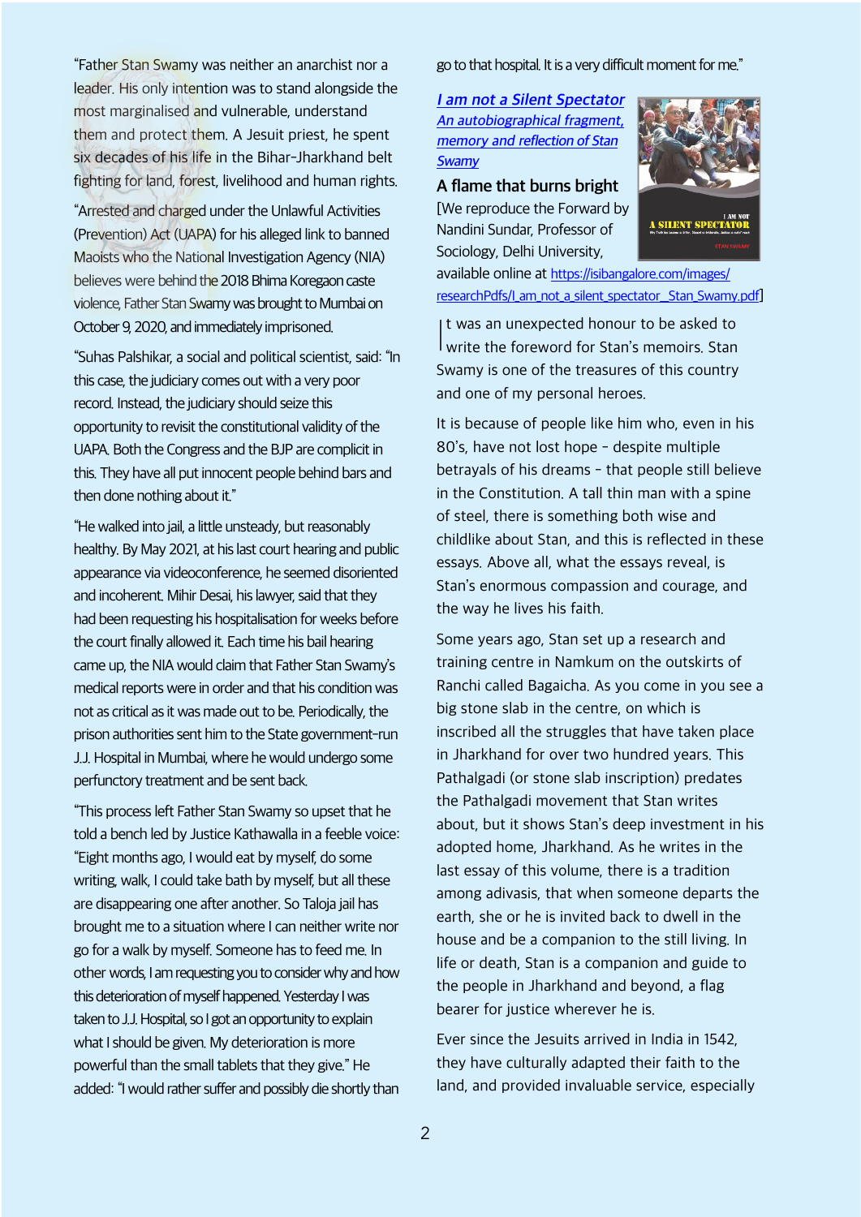"Father Stan Swamy was neither an anarchist nor a leader. His only intention was to stand alongside the most marginalised and vulnerable, understand them and protect them. A Jesuit priest, he spent six decades of his life in the Bihar-Jharkhand belt fighting for land, forest, livelihood and human rights.

"Arrested and charged under the Unlawful Activities (Prevention) Act (UAPA) for his alleged link to banned Maoists who the National Investigation Agency (NIA) believes were behind the 2018 Bhima Koregaon caste violence, Father Stan Swamy was brought to Mumbai on October 9, 2020, and immediately imprisoned.

"Suhas Palshikar, a social and political scientist, said: "In this case, the judiciary comes out with a very poor record. Instead, the judiciary should seize this opportunity to revisit the constitutional validity of the UAPA. Both the Congress and the BJP are complicit in this. They have all put innocent people behind bars and then done nothing about it."

"He walked into jail, a little unsteady, but reasonably healthy. By May 2021, at his last court hearing and public appearance via videoconference, he seemed disoriented and incoherent. Mihir Desai, his lawyer, said that they had been requesting his hospitalisation for weeks before the court finally allowed it. Each time his bail hearing came up, the NIA would claim that Father Stan Swamy's medical reports were in order and that his condition was not as critical as it was made out to be. Periodically, the prison authorities sent him to the State government-run J.J. Hospital in Mumbai, where he would undergo some perfunctory treatment and be sent back.

"This process left Father Stan Swamy so upset that he told a bench led by Justice Kathawalla in a feeble voice: "Eight months ago, I would eat by myself, do some writing, walk, I could take bath by myself, but all these are disappearing one after another. So Taloja jail has brought me to a situation where I can neither write nor go for a walk by myself. Someone has to feed me. In other words, I am requesting you to consider why and how this deterioration of myself happened. Yesterday I was taken to J.J. Hospital, so I got an opportunity to explain what I should be given. My deterioration is more powerful than the small tablets that they give." He added: "I would rather suffer and possibly die shortly than go to that hospital. It is a very difficult moment for me."

*I am not a Silent Spectator*
*An autobiographical fragment, memory and reflection of Stan Swamy*

## A flame that burns bright

[We reproduce the Forward by Nandini Sundar, Professor of Sociology, Delhi University, available online at https://isibangalore.com/images/researchPdfs/I_am_not_a_silent_spectator_Stan_Swamy.pdf]

It was an unexpected honour to be asked to write the foreword for Stan's memoirs. Stan Swamy is one of the treasures of this country and one of my personal heroes.

It is because of people like him who, even in his 80's, have not lost hope – despite multiple betrayals of his dreams – that people still believe in the Constitution. A tall thin man with a spine of steel, there is something both wise and childlike about Stan, and this is reflected in these essays. Above all, what the essays reveal, is Stan's enormous compassion and courage, and the way he lives his faith.

Some years ago, Stan set up a research and training centre in Namkum on the outskirts of Ranchi called Bagaicha. As you come in you see a big stone slab in the centre, on which is inscribed all the struggles that have taken place in Jharkhand for over two hundred years. This Pathalgadi (or stone slab inscription) predates the Pathalgadi movement that Stan writes about, but it shows Stan's deep investment in his adopted home, Jharkhand. As he writes in the last essay of this volume, there is a tradition among adivasis, that when someone departs the earth, she or he is invited back to dwell in the house and be a companion to the still living. In life or death, Stan is a companion and guide to the people in Jharkhand and beyond, a flag bearer for justice wherever he is.

Ever since the Jesuits arrived in India in 1542, they have culturally adapted their faith to the land, and provided invaluable service, especially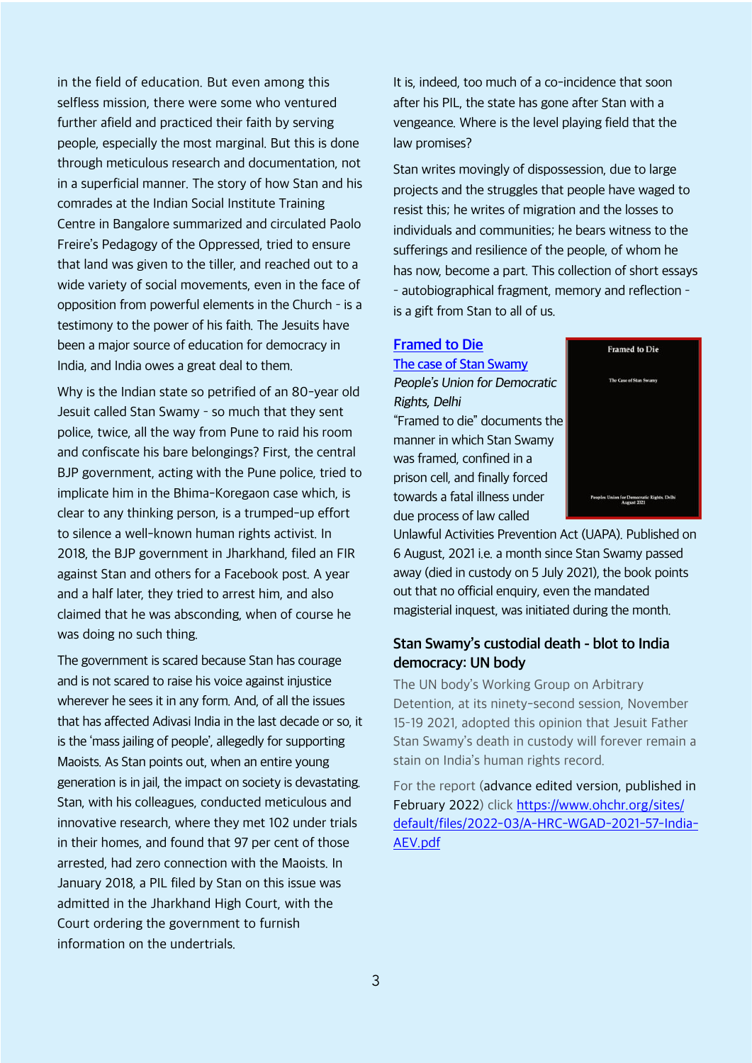in the field of education. But even among this selfless mission, there were some who ventured further afield and practiced their faith by serving people, especially the most marginal. But this is done through meticulous research and documentation, not in a superficial manner. The story of how Stan and his comrades at the Indian Social Institute Training Centre in Bangalore summarized and circulated Paolo Freire's Pedagogy of the Oppressed, tried to ensure that land was given to the tiller, and reached out to a wide variety of social movements, even in the face of opposition from powerful elements in the Church - is a testimony to the power of his faith. The Jesuits have been a major source of education for democracy in India, and India owes a great deal to them.

Why is the Indian state so petrified of an 80-year old Jesuit called Stan Swamy - so much that they sent police, twice, all the way from Pune to raid his room and confiscate his bare belongings? First, the central BJP government, acting with the Pune police, tried to implicate him in the Bhima-Koregaon case which, is clear to any thinking person, is a trumped-up effort to silence a well-known human rights activist. In 2018, the BJP government in Jharkhand, filed an FIR against Stan and others for a Facebook post. A year and a half later, they tried to arrest him, and also claimed that he was absconding, when of course he was doing no such thing.

The government is scared because Stan has courage and is not scared to raise his voice against injustice wherever he sees it in any form. And, of all the issues that has affected Adivasi India in the last decade or so, it is the 'mass jailing of people', allegedly for supporting Maoists. As Stan points out, when an entire young generation is in jail, the impact on society is devastating. Stan, with his colleagues, conducted meticulous and innovative research, where they met 102 under trials in their homes, and found that 97 per cent of those arrested, had zero connection with the Maoists. In January 2018, a PIL filed by Stan on this issue was admitted in the Jharkhand High Court, with the Court ordering the government to furnish information on the undertrials.

It is, indeed, too much of a co-incidence that soon after his PIL, the state has gone after Stan with a vengeance. Where is the level playing field that the law promises?

Stan writes movingly of dispossession, due to large projects and the struggles that people have waged to resist this; he writes of migration and the losses to individuals and communities; he bears witness to the sufferings and resilience of the people, of whom he has now, become a part. This collection of short essays - autobiographical fragment, memory and reflection - is a gift from Stan to all of us.

**Framed to Die**
**The case of Stan Swamy**
*People's Union for Democratic Rights, Delhi*

Framed to Die

The Case of Stan Swamy

Peoples Union for Democratic Rights, Delhi
August 2021

"Framed to die" documents the manner in which Stan Swamy was framed, confined in a prison cell, and finally forced towards a fatal illness under due process of law called Unlawful Activities Prevention Act (UAPA). Published on 6 August, 2021 i.e. a month since Stan Swamy passed away (died in custody on 5 July 2021), the book points out that no official enquiry, even the mandated magisterial inquest, was initiated during the month.

### Stan Swamy's custodial death - blot to India democracy: UN body

The UN body's Working Group on Arbitrary Detention, at its ninety-second session, November 15-19 2021, adopted this opinion that Jesuit Father Stan Swamy's death in custody will forever remain a stain on India's human rights record.

For the report (advance edited version, published in February 2022) click https://www.ohchr.org/sites/default/files/2022-03/A-HRC-WGAD-2021-57-India-AEV.pdf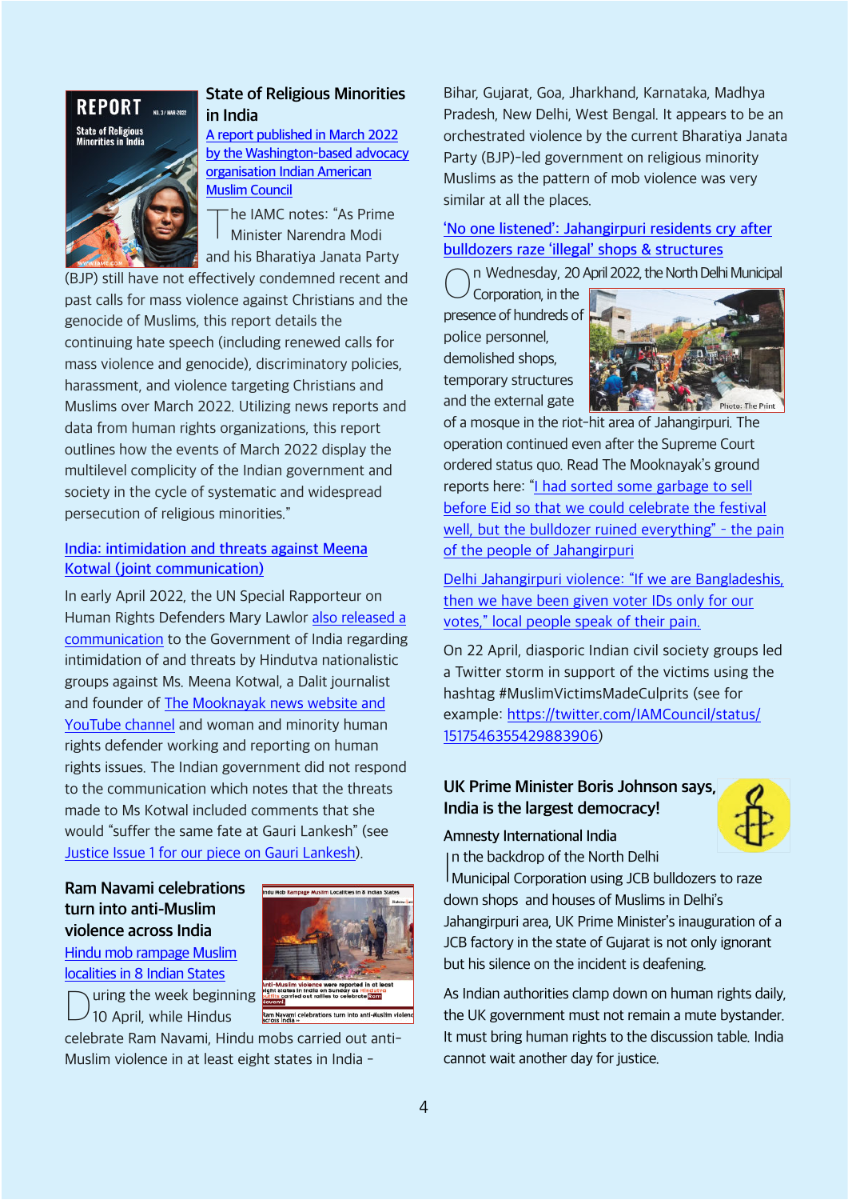## State of Religious Minorities in India

A report published in March 2022 by the Washington-based advocacy organisation Indian American Muslim Council

The IAMC notes: "As Prime Minister Narendra Modi and his Bharatiya Janata Party (BJP) still have not effectively condemned recent and past calls for mass violence against Christians and the genocide of Muslims, this report details the continuing hate speech (including renewed calls for mass violence and genocide), discriminatory policies, harassment, and violence targeting Christians and Muslims over March 2022. Utilizing news reports and data from human rights organizations, this report outlines how the events of March 2022 display the multilevel complicity of the Indian government and society in the cycle of systematic and widespread persecution of religious minorities."

### India: intimidation and threats against Meena Kotwal (joint communication)

In early April 2022, the UN Special Rapporteur on Human Rights Defenders Mary Lawlor also released a communication to the Government of India regarding intimidation of and threats by Hindutva nationalistic groups against Ms. Meena Kotwal, a Dalit journalist and founder of The Mooknayak news website and YouTube channel and woman and minority human rights defender working and reporting on human rights issues. The Indian government did not respond to the communication which notes that the threats made to Ms Kotwal included comments that she would "suffer the same fate at Gauri Lankesh" (see Justice Issue 1 for our piece on Gauri Lankesh).

## Ram Navami celebrations turn into anti-Muslim violence across India

Hindu mob rampage Muslim localities in 8 Indian States

During the week beginning 10 April, while Hindus celebrate Ram Navami, Hindu mobs carried out anti-Muslim violence in at least eight states in India – Bihar, Gujarat, Goa, Jharkhand, Karnataka, Madhya Pradesh, New Delhi, West Bengal. It appears to be an orchestrated violence by the current Bharatiya Janata Party (BJP)-led government on religious minority Muslims as the pattern of mob violence was very similar at all the places.

### 'No one listened': Jahangirpuri residents cry after bulldozers raze 'illegal' shops & structures

On Wednesday, 20 April 2022, the North Delhi Municipal Corporation, in the presence of hundreds of police personnel, demolished shops, temporary structures and the external gate of a mosque in the riot-hit area of Jahangirpuri. The operation continued even after the Supreme Court ordered status quo. Read The Mooknayak's ground reports here: "I had sorted some garbage to sell before Eid so that we could celebrate the festival well, but the bulldozer ruined everything" - the pain of the people of Jahangirpuri

Photo: The Print

Delhi Jahangirpuri violence: "If we are Bangladeshis, then we have been given voter IDs only for our votes," local people speak of their pain.

On 22 April, diasporic Indian civil society groups led a Twitter storm in support of the victims using the hashtag #MuslimVictimsMadeCulprits (see for example: https://twitter.com/IAMCouncil/status/1517546355429883906)

## UK Prime Minister Boris Johnson says, India is the largest democracy!

**Amnesty International India**

In the backdrop of the North Delhi Municipal Corporation using JCB bulldozers to raze down shops and houses of Muslims in Delhi's Jahangirpuri area, UK Prime Minister's inauguration of a JCB factory in the state of Gujarat is not only ignorant but his silence on the incident is deafening.

As Indian authorities clamp down on human rights daily, the UK government must not remain a mute bystander. It must bring human rights to the discussion table. India cannot wait another day for justice.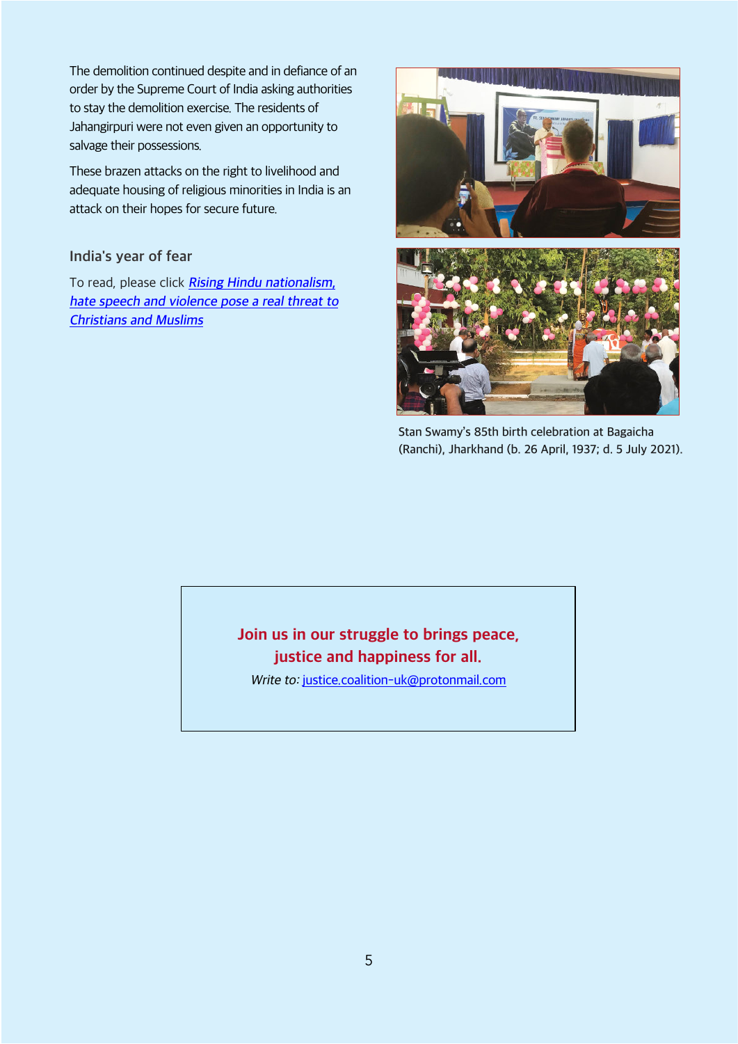The demolition continued despite and in defiance of an order by the Supreme Court of India asking authorities to stay the demolition exercise. The residents of Jahangirpuri were not even given an opportunity to salvage their possessions.

These brazen attacks on the right to livelihood and adequate housing of religious minorities in India is an attack on their hopes for secure future.

## India's year of fear

To read, please click *Rising Hindu nationalism, hate speech and violence pose a real threat to Christians and Muslims*

Stan Swamy's 85th birth celebration at Bagaicha (Ranchi), Jharkhand (b. 26 April, 1937; d. 5 July 2021).

**Join us in our struggle to brings peace, justice and happiness for all.**

*Write to:* justice.coalition-uk@protonmail.com